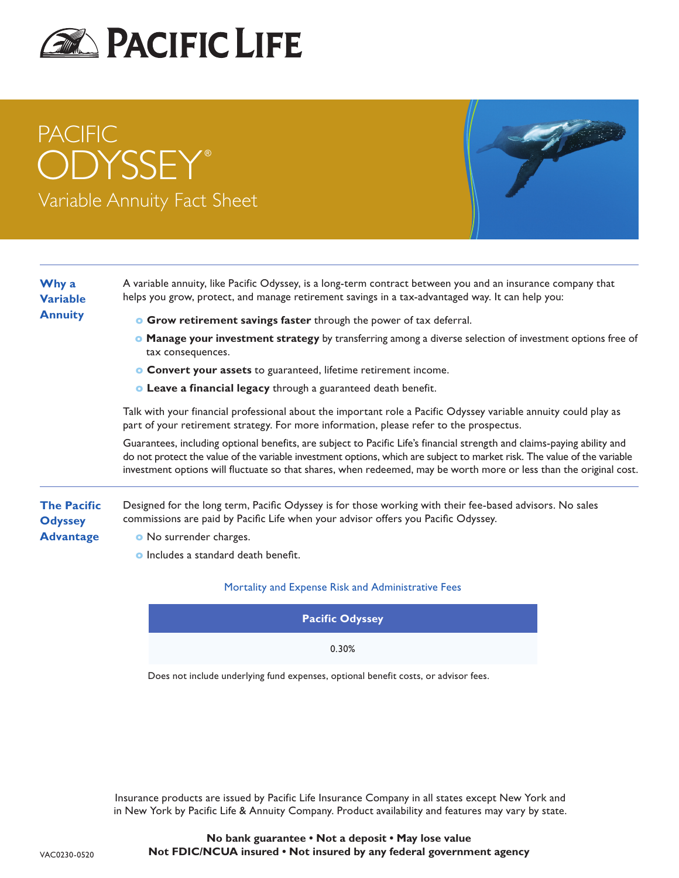# PACIFIC LIFE

# PACIFIC ODYSSEY®

## Variable Annuity Fact Sheet

### Why a Variable Annuity

A variable annuity, like Pacific Odyssey, is a long-term contract between you and an insurance company that helps you grow, protect, and manage retirement savings in a tax-advantaged way. It can help you:

- **Grow retirement savings faster** through the power of tax deferral.
- **Manage your investment strategy** by transferring among a diverse selection of investment options free of tax consequences.
- **Convert your assets** to guaranteed, lifetime retirement income.
- **Leave a financial legacy** through a guaranteed death benefit.

Talk with your financial professional about the important role a Pacific Odyssey variable annuity could play as part of your retirement strategy. For more information, please refer to the prospectus.

Guarantees, including optional benefits, are subject to Pacific Life's financial strength and claims-paying ability and do not protect the value of the variable investment options, which are subject to market risk. The value of the variable investment options will fluctuate so that shares, when redeemed, may be worth more or less than the original cost.

### The Pacific Odyssey Advantage

Designed for the long term, Pacific Odyssey is for those working with their fee-based advisors. No sales commissions are paid by Pacific Life when your advisor offers you Pacific Odyssey.

- No surrender charges.
- Includes a standard death benefit.

Mortality and Expense Risk and Administrative Fees

| Pacific Odyssey |
|---|
| 0.30% |

Does not include underlying fund expenses, optional benefit costs, or advisor fees.

Insurance products are issued by Pacific Life Insurance Company in all states except New York and in New York by Pacific Life & Annuity Company. Product availability and features may vary by state.

**No bank guarantee • Not a deposit • May lose value**
**Not FDIC/NCUA insured • Not insured by any federal government agency**

VAC0230-0520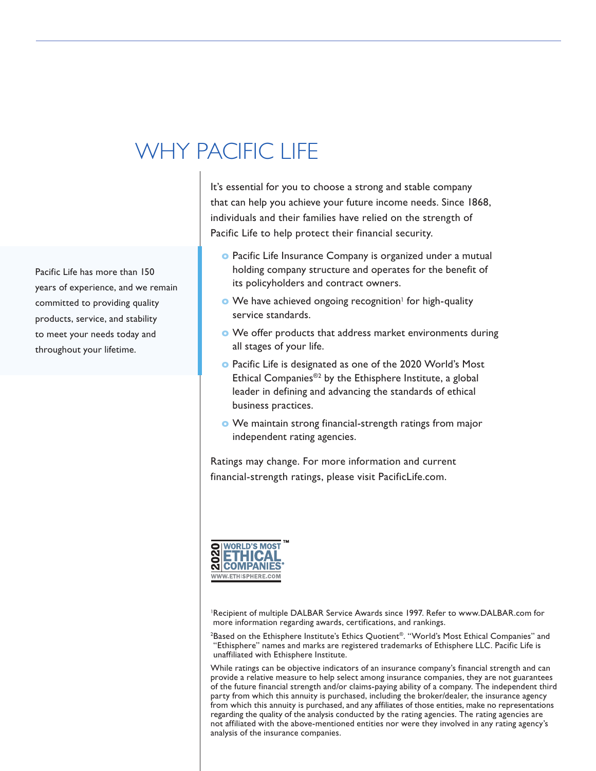# WHY PACIFIC LIFE

Pacific Life has more than 150 years of experience, and we remain committed to providing quality products, service, and stability to meet your needs today and throughout your lifetime.

It's essential for you to choose a strong and stable company that can help you achieve your future income needs. Since 1868, individuals and their families have relied on the strength of Pacific Life to help protect their financial security.

- Pacific Life Insurance Company is organized under a mutual holding company structure and operates for the benefit of its policyholders and contract owners.
- We have achieved ongoing recognition[1] for high-quality service standards.
- We offer products that address market environments during all stages of your life.
- Pacific Life is designated as one of the 2020 World's Most Ethical Companies®[2] by the Ethisphere Institute, a global leader in defining and advancing the standards of ethical business practices.
- We maintain strong financial-strength ratings from major independent rating agencies.

Ratings may change. For more information and current financial-strength ratings, please visit PacificLife.com.

2020 WORLD'S MOST ETHICAL COMPANIES® WWW.ETHISPHERE.COM

[1]Recipient of multiple DALBAR Service Awards since 1997. Refer to www.DALBAR.com for more information regarding awards, certifications, and rankings.

[2]Based on the Ethisphere Institute's Ethics Quotient®. "World's Most Ethical Companies" and "Ethisphere" names and marks are registered trademarks of Ethisphere LLC. Pacific Life is unaffiliated with Ethisphere Institute.

While ratings can be objective indicators of an insurance company's financial strength and can provide a relative measure to help select among insurance companies, they are not guarantees of the future financial strength and/or claims-paying ability of a company. The independent third party from which this annuity is purchased, including the broker/dealer, the insurance agency from which this annuity is purchased, and any affiliates of those entities, make no representations regarding the quality of the analysis conducted by the rating agencies. The rating agencies are not affiliated with the above-mentioned entities nor were they involved in any rating agency's analysis of the insurance companies.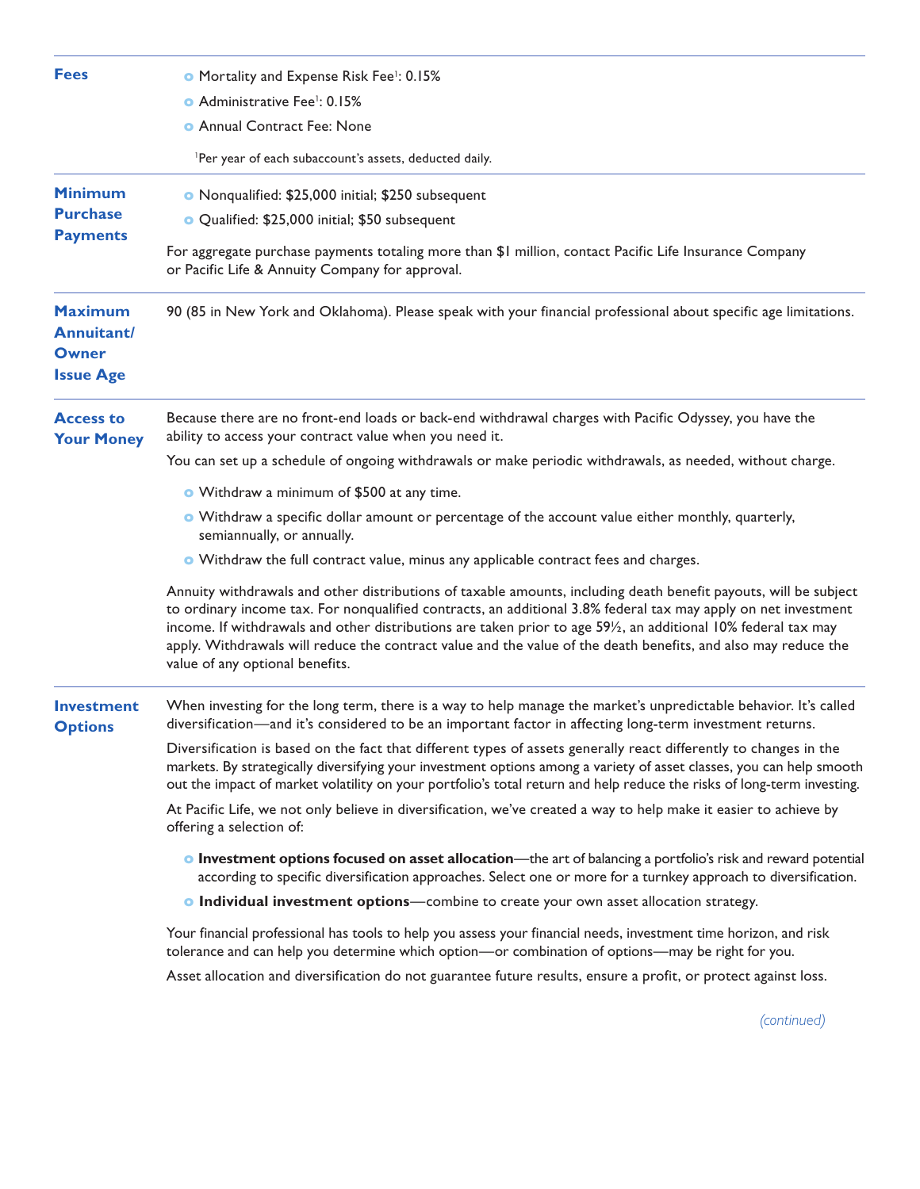## Fees

- Mortality and Expense Risk Fee[1]: 0.15%
- Administrative Fee[1]: 0.15%
- Annual Contract Fee: None

[1]Per year of each subaccount's assets, deducted daily.

## Minimum Purchase Payments

- Nonqualified: $25,000 initial; $250 subsequent
- Qualified: $25,000 initial; $50 subsequent

For aggregate purchase payments totaling more than $1 million, contact Pacific Life Insurance Company or Pacific Life & Annuity Company for approval.

## Maximum Annuitant/Owner Issue Age

90 (85 in New York and Oklahoma). Please speak with your financial professional about specific age limitations.

## Access to Your Money

Because there are no front-end loads or back-end withdrawal charges with Pacific Odyssey, you have the ability to access your contract value when you need it.

You can set up a schedule of ongoing withdrawals or make periodic withdrawals, as needed, without charge.

- Withdraw a minimum of $500 at any time.
- Withdraw a specific dollar amount or percentage of the account value either monthly, quarterly, semiannually, or annually.
- Withdraw the full contract value, minus any applicable contract fees and charges.

Annuity withdrawals and other distributions of taxable amounts, including death benefit payouts, will be subject to ordinary income tax. For nonqualified contracts, an additional 3.8% federal tax may apply on net investment income. If withdrawals and other distributions are taken prior to age 59½, an additional 10% federal tax may apply. Withdrawals will reduce the contract value and the value of the death benefits, and also may reduce the value of any optional benefits.

## Investment Options

When investing for the long term, there is a way to help manage the market's unpredictable behavior. It's called diversification—and it's considered to be an important factor in affecting long-term investment returns.

Diversification is based on the fact that different types of assets generally react differently to changes in the markets. By strategically diversifying your investment options among a variety of asset classes, you can help smooth out the impact of market volatility on your portfolio's total return and help reduce the risks of long-term investing.

At Pacific Life, we not only believe in diversification, we've created a way to help make it easier to achieve by offering a selection of:

- **Investment options focused on asset allocation**—the art of balancing a portfolio's risk and reward potential according to specific diversification approaches. Select one or more for a turnkey approach to diversification.
- **Individual investment options**—combine to create your own asset allocation strategy.

Your financial professional has tools to help you assess your financial needs, investment time horizon, and risk tolerance and can help you determine which option—or combination of options—may be right for you.

Asset allocation and diversification do not guarantee future results, ensure a profit, or protect against loss.

*(continued)*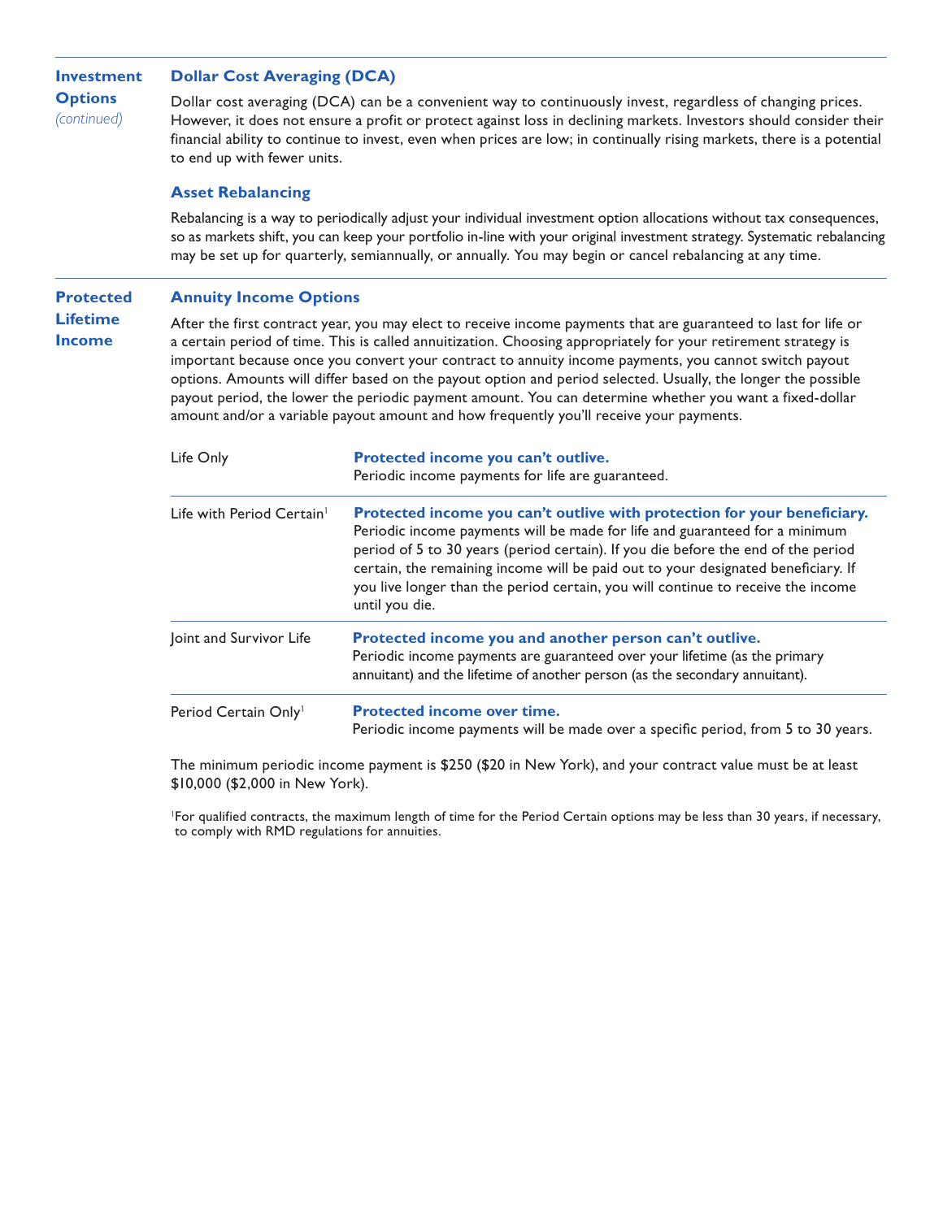## Investment Options *(continued)*

### Dollar Cost Averaging (DCA)

Dollar cost averaging (DCA) can be a convenient way to continuously invest, regardless of changing prices. However, it does not ensure a profit or protect against loss in declining markets. Investors should consider their financial ability to continue to invest, even when prices are low; in continually rising markets, there is a potential to end up with fewer units.

### Asset Rebalancing

Rebalancing is a way to periodically adjust your individual investment option allocations without tax consequences, so as markets shift, you can keep your portfolio in-line with your original investment strategy. Systematic rebalancing may be set up for quarterly, semiannually, or annually. You may begin or cancel rebalancing at any time.

## Protected Lifetime Income

### Annuity Income Options

After the first contract year, you may elect to receive income payments that are guaranteed to last for life or a certain period of time. This is called annuitization. Choosing appropriately for your retirement strategy is important because once you convert your contract to annuity income payments, you cannot switch payout options. Amounts will differ based on the payout option and period selected. Usually, the longer the possible payout period, the lower the periodic payment amount. You can determine whether you want a fixed-dollar amount and/or a variable payout amount and how frequently you'll receive your payments.

| | |
|---|---|
| Life Only | **Protected income you can't outlive.** Periodic income payments for life are guaranteed. |
| Life with Period Certain[1] | **Protected income you can't outlive with protection for your beneficiary.** Periodic income payments will be made for life and guaranteed for a minimum period of 5 to 30 years (period certain). If you die before the end of the period certain, the remaining income will be paid out to your designated beneficiary. If you live longer than the period certain, you will continue to receive the income until you die. |
| Joint and Survivor Life | **Protected income you and another person can't outlive.** Periodic income payments are guaranteed over your lifetime (as the primary annuitant) and the lifetime of another person (as the secondary annuitant). |
| Period Certain Only[1] | **Protected income over time.** Periodic income payments will be made over a specific period, from 5 to 30 years. |

The minimum periodic income payment is $250 ($20 in New York), and your contract value must be at least $10,000 ($2,000 in New York).

[1]For qualified contracts, the maximum length of time for the Period Certain options may be less than 30 years, if necessary, to comply with RMD regulations for annuities.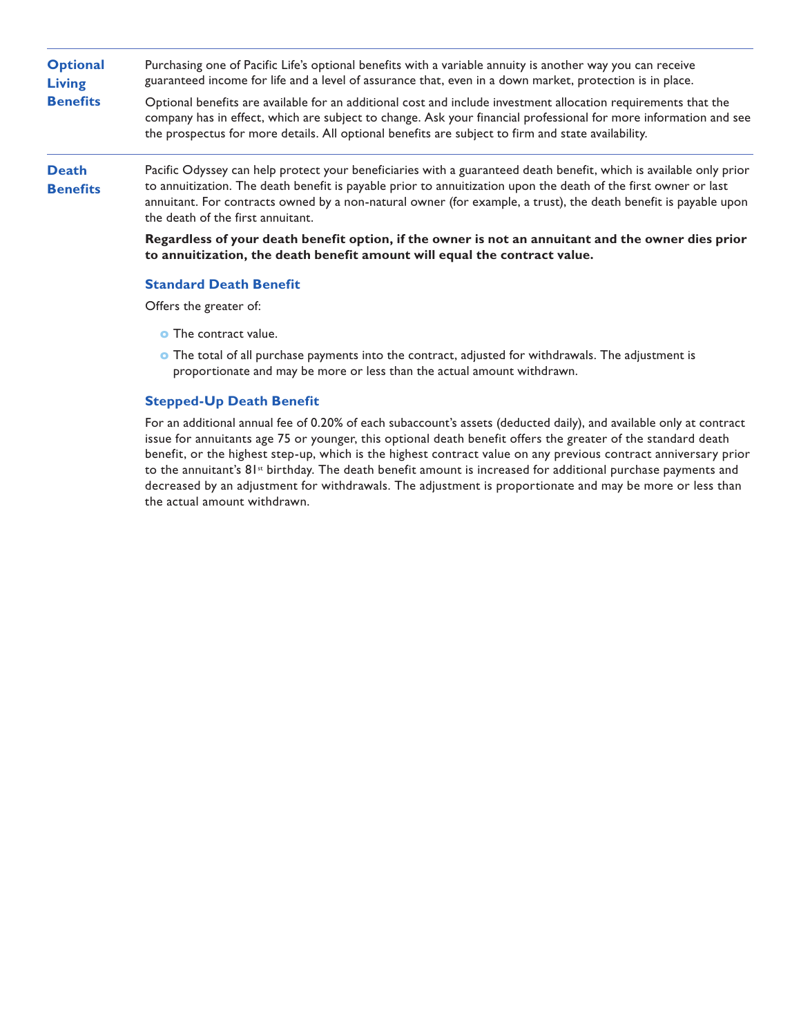## Optional Living Benefits

Purchasing one of Pacific Life's optional benefits with a variable annuity is another way you can receive guaranteed income for life and a level of assurance that, even in a down market, protection is in place.

Optional benefits are available for an additional cost and include investment allocation requirements that the company has in effect, which are subject to change. Ask your financial professional for more information and see the prospectus for more details. All optional benefits are subject to firm and state availability.

## Death Benefits

Pacific Odyssey can help protect your beneficiaries with a guaranteed death benefit, which is available only prior to annuitization. The death benefit is payable prior to annuitization upon the death of the first owner or last annuitant. For contracts owned by a non-natural owner (for example, a trust), the death benefit is payable upon the death of the first annuitant.

**Regardless of your death benefit option, if the owner is not an annuitant and the owner dies prior to annuitization, the death benefit amount will equal the contract value.**

### Standard Death Benefit

Offers the greater of:

- The contract value.
- The total of all purchase payments into the contract, adjusted for withdrawals. The adjustment is proportionate and may be more or less than the actual amount withdrawn.

### Stepped-Up Death Benefit

For an additional annual fee of 0.20% of each subaccount's assets (deducted daily), and available only at contract issue for annuitants age 75 or younger, this optional death benefit offers the greater of the standard death benefit, or the highest step-up, which is the highest contract value on any previous contract anniversary prior to the annuitant's 81st birthday. The death benefit amount is increased for additional purchase payments and decreased by an adjustment for withdrawals. The adjustment is proportionate and may be more or less than the actual amount withdrawn.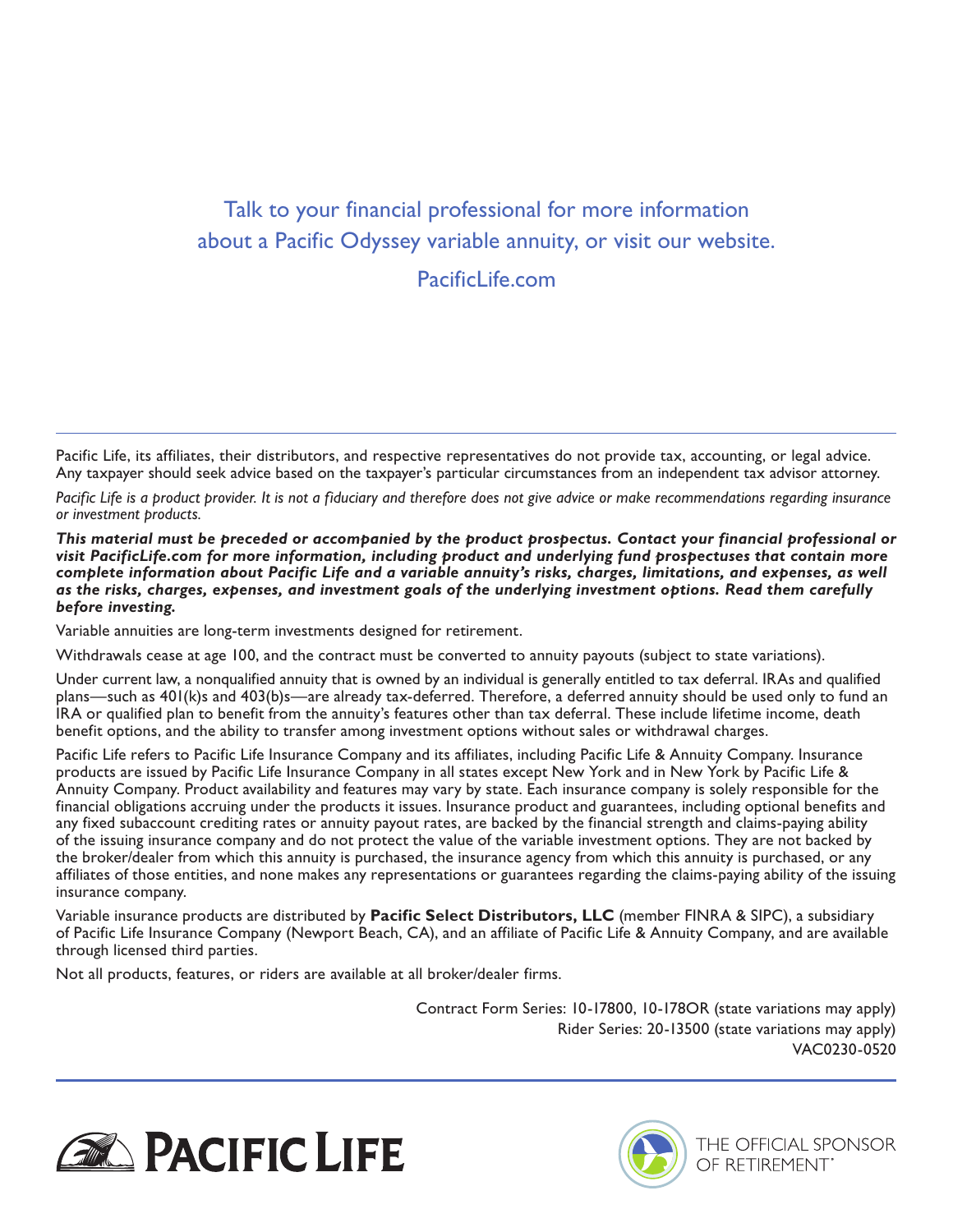Talk to your financial professional for more information about a Pacific Odyssey variable annuity, or visit our website.

PacificLife.com

Pacific Life, its affiliates, their distributors, and respective representatives do not provide tax, accounting, or legal advice. Any taxpayer should seek advice based on the taxpayer's particular circumstances from an independent tax advisor attorney.

*Pacific Life is a product provider. It is not a fiduciary and therefore does not give advice or make recommendations regarding insurance or investment products.*

***This material must be preceded or accompanied by the product prospectus. Contact your financial professional or visit PacificLife.com for more information, including product and underlying fund prospectuses that contain more complete information about Pacific Life and a variable annuity's risks, charges, limitations, and expenses, as well as the risks, charges, expenses, and investment goals of the underlying investment options. Read them carefully before investing.***

Variable annuities are long-term investments designed for retirement.

Withdrawals cease at age 100, and the contract must be converted to annuity payouts (subject to state variations).

Under current law, a nonqualified annuity that is owned by an individual is generally entitled to tax deferral. IRAs and qualified plans—such as 401(k)s and 403(b)s—are already tax-deferred. Therefore, a deferred annuity should be used only to fund an IRA or qualified plan to benefit from the annuity's features other than tax deferral. These include lifetime income, death benefit options, and the ability to transfer among investment options without sales or withdrawal charges.

Pacific Life refers to Pacific Life Insurance Company and its affiliates, including Pacific Life & Annuity Company. Insurance products are issued by Pacific Life Insurance Company in all states except New York and in New York by Pacific Life & Annuity Company. Product availability and features may vary by state. Each insurance company is solely responsible for the financial obligations accruing under the products it issues. Insurance product and guarantees, including optional benefits and any fixed subaccount crediting rates or annuity payout rates, are backed by the financial strength and claims-paying ability of the issuing insurance company and do not protect the value of the variable investment options. They are not backed by the broker/dealer from which this annuity is purchased, the insurance agency from which this annuity is purchased, or any affiliates of those entities, and none makes any representations or guarantees regarding the claims-paying ability of the issuing insurance company.

Variable insurance products are distributed by **Pacific Select Distributors, LLC** (member FINRA & SIPC), a subsidiary of Pacific Life Insurance Company (Newport Beach, CA), and an affiliate of Pacific Life & Annuity Company, and are available through licensed third parties.

Not all products, features, or riders are available at all broker/dealer firms.

Contract Form Series: 10-17800, 10-178OR (state variations may apply)
Rider Series: 20-13500 (state variations may apply)
VAC0230-0520

PACIFIC LIFE

THE OFFICIAL SPONSOR OF RETIREMENT®